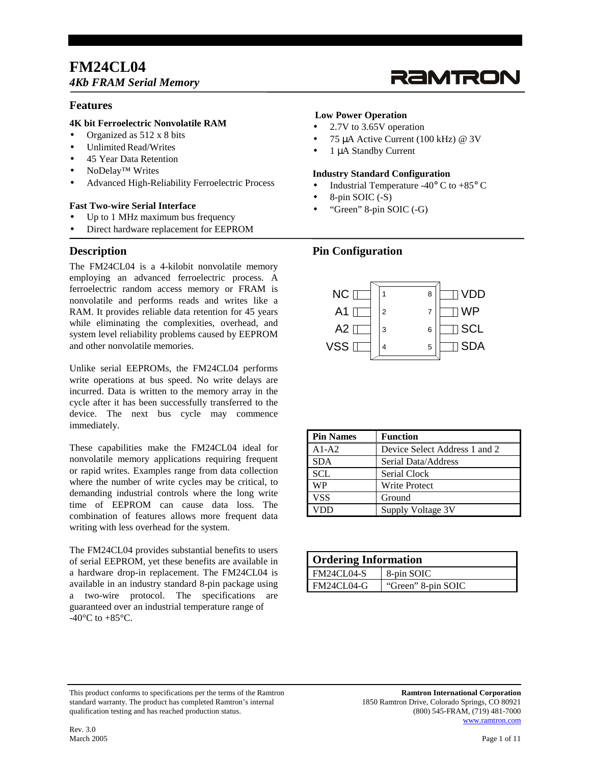# FM24CL04

*4Kb FRAM Serial Memory*

RAMTRON

## Features

**4K bit Ferroelectric Nonvolatile RAM**

- Organized as 512 x 8 bits
- Unlimited Read/Writes
- 45 Year Data Retention
- NoDelay™ Writes
- Advanced High-Reliability Ferroelectric Process

**Fast Two-wire Serial Interface**

- Up to 1 MHz maximum bus frequency
- Direct hardware replacement for EEPROM

**Low Power Operation**

- 2.7V to 3.65V operation
- 75 µA Active Current (100 kHz) @ 3V
- 1 µA Standby Current

**Industry Standard Configuration**

- Industrial Temperature -40° C to +85° C
- 8-pin SOIC (-S)
- "Green" 8-pin SOIC (-G)

## Description

The FM24CL04 is a 4-kilobit nonvolatile memory employing an advanced ferroelectric process. A ferroelectric random access memory or FRAM is nonvolatile and performs reads and writes like a RAM. It provides reliable data retention for 45 years while eliminating the complexities, overhead, and system level reliability problems caused by EEPROM and other nonvolatile memories.

Unlike serial EEPROMs, the FM24CL04 performs write operations at bus speed. No write delays are incurred. Data is written to the memory array in the cycle after it has been successfully transferred to the device. The next bus cycle may commence immediately.

These capabilities make the FM24CL04 ideal for nonvolatile memory applications requiring frequent or rapid writes. Examples range from data collection where the number of write cycles may be critical, to demanding industrial controls where the long write time of EEPROM can cause data loss. The combination of features allows more frequent data writing with less overhead for the system.

The FM24CL04 provides substantial benefits to users of serial EEPROM, yet these benefits are available in a hardware drop-in replacement. The FM24CL04 is available in an industry standard 8-pin package using a two-wire protocol. The specifications are guaranteed over an industrial temperature range of -40°C to +85°C.

## Pin Configuration

| Pin | Name | Pin | Name |
|---|---|---|---|
| 1 | NC | 8 | VDD |
| 2 | A1 | 7 | WP |
| 3 | A2 | 6 | SCL |
| 4 | VSS | 5 | SDA |

| Pin Names | Function |
|---|---|
| A1-A2 | Device Select Address 1 and 2 |
| SDA | Serial Data/Address |
| SCL | Serial Clock |
| WP | Write Protect |
| VSS | Ground |
| VDD | Supply Voltage 3V |

| Ordering Information | |
|---|---|
| FM24CL04-S | 8-pin SOIC |
| FM24CL04-G | "Green" 8-pin SOIC |

This product conforms to specifications per the terms of the Ramtron standard warranty. The product has completed Ramtron's internal qualification testing and has reached production status.

Rev. 3.0
March 2005

**Ramtron International Corporation**
1850 Ramtron Drive, Colorado Springs, CO 80921
(800) 545-FRAM, (719) 481-7000
www.ramtron.com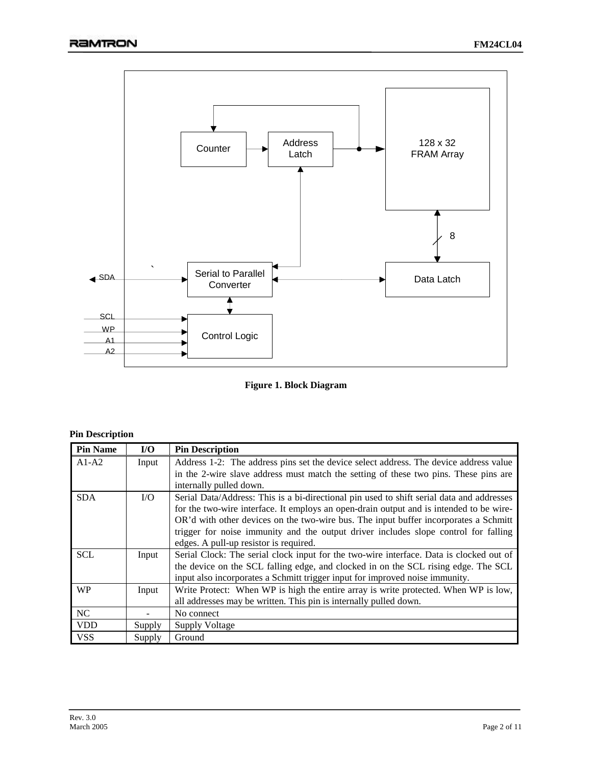Figure 1. Block Diagram

**Pin Description**

| Pin Name | I/O | Pin Description |
|---|---|---|
| A1-A2 | Input | Address 1-2: The address pins set the device select address. The device address value in the 2-wire slave address must match the setting of these two pins. These pins are internally pulled down. |
| SDA | I/O | Serial Data/Address: This is a bi-directional pin used to shift serial data and addresses for the two-wire interface. It employs an open-drain output and is intended to be wire-OR'd with other devices on the two-wire bus. The input buffer incorporates a Schmitt trigger for noise immunity and the output driver includes slope control for falling edges. A pull-up resistor is required. |
| SCL | Input | Serial Clock: The serial clock input for the two-wire interface. Data is clocked out of the device on the SCL falling edge, and clocked in on the SCL rising edge. The SCL input also incorporates a Schmitt trigger input for improved noise immunity. |
| WP | Input | Write Protect: When WP is high the entire array is write protected. When WP is low, all addresses may be written. This pin is internally pulled down. |
| NC | - | No connect |
| VDD | Supply | Supply Voltage |
| VSS | Supply | Ground |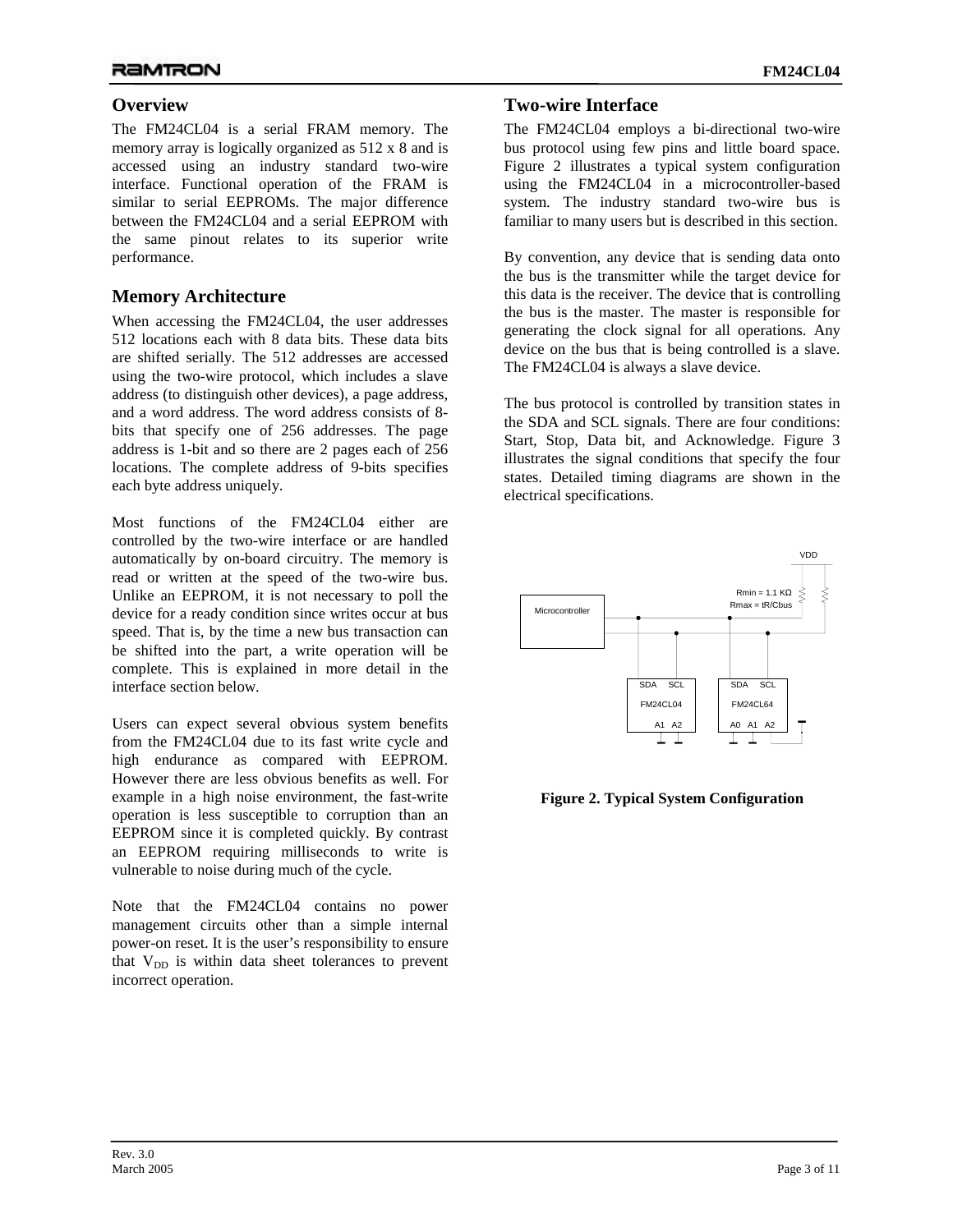## Overview

The FM24CL04 is a serial FRAM memory. The memory array is logically organized as 512 x 8 and is accessed using an industry standard two-wire interface. Functional operation of the FRAM is similar to serial EEPROMs. The major difference between the FM24CL04 and a serial EEPROM with the same pinout relates to its superior write performance.

## Memory Architecture

When accessing the FM24CL04, the user addresses 512 locations each with 8 data bits. These data bits are shifted serially. The 512 addresses are accessed using the two-wire protocol, which includes a slave address (to distinguish other devices), a page address, and a word address. The word address consists of 8-bits that specify one of 256 addresses. The page address is 1-bit and so there are 2 pages each of 256 locations. The complete address of 9-bits specifies each byte address uniquely.

Most functions of the FM24CL04 either are controlled by the two-wire interface or are handled automatically by on-board circuitry. The memory is read or written at the speed of the two-wire bus. Unlike an EEPROM, it is not necessary to poll the device for a ready condition since writes occur at bus speed. That is, by the time a new bus transaction can be shifted into the part, a write operation will be complete. This is explained in more detail in the interface section below.

Users can expect several obvious system benefits from the FM24CL04 due to its fast write cycle and high endurance as compared with EEPROM. However there are less obvious benefits as well. For example in a high noise environment, the fast-write operation is less susceptible to corruption than an EEPROM since it is completed quickly. By contrast an EEPROM requiring milliseconds to write is vulnerable to noise during much of the cycle.

Note that the FM24CL04 contains no power management circuits other than a simple internal power-on reset. It is the user's responsibility to ensure that $V_{DD}$ is within data sheet tolerances to prevent incorrect operation.

## Two-wire Interface

The FM24CL04 employs a bi-directional two-wire bus protocol using few pins and little board space. Figure 2 illustrates a typical system configuration using the FM24CL04 in a microcontroller-based system. The industry standard two-wire bus is familiar to many users but is described in this section.

By convention, any device that is sending data onto the bus is the transmitter while the target device for this data is the receiver. The device that is controlling the bus is the master. The master is responsible for generating the clock signal for all operations. Any device on the bus that is being controlled is a slave. The FM24CL04 is always a slave device.

The bus protocol is controlled by transition states in the SDA and SCL signals. There are four conditions: Start, Stop, Data bit, and Acknowledge. Figure 3 illustrates the signal conditions that specify the four states. Detailed timing diagrams are shown in the electrical specifications.

VDD

Rmin = 1.1 KΩ
Rmax = tR/Cbus

Microcontroller

SDA SCL
FM24CL04
A1 A2

SDA SCL
FM24CL64
A0 A1 A2

**Figure 2. Typical System Configuration**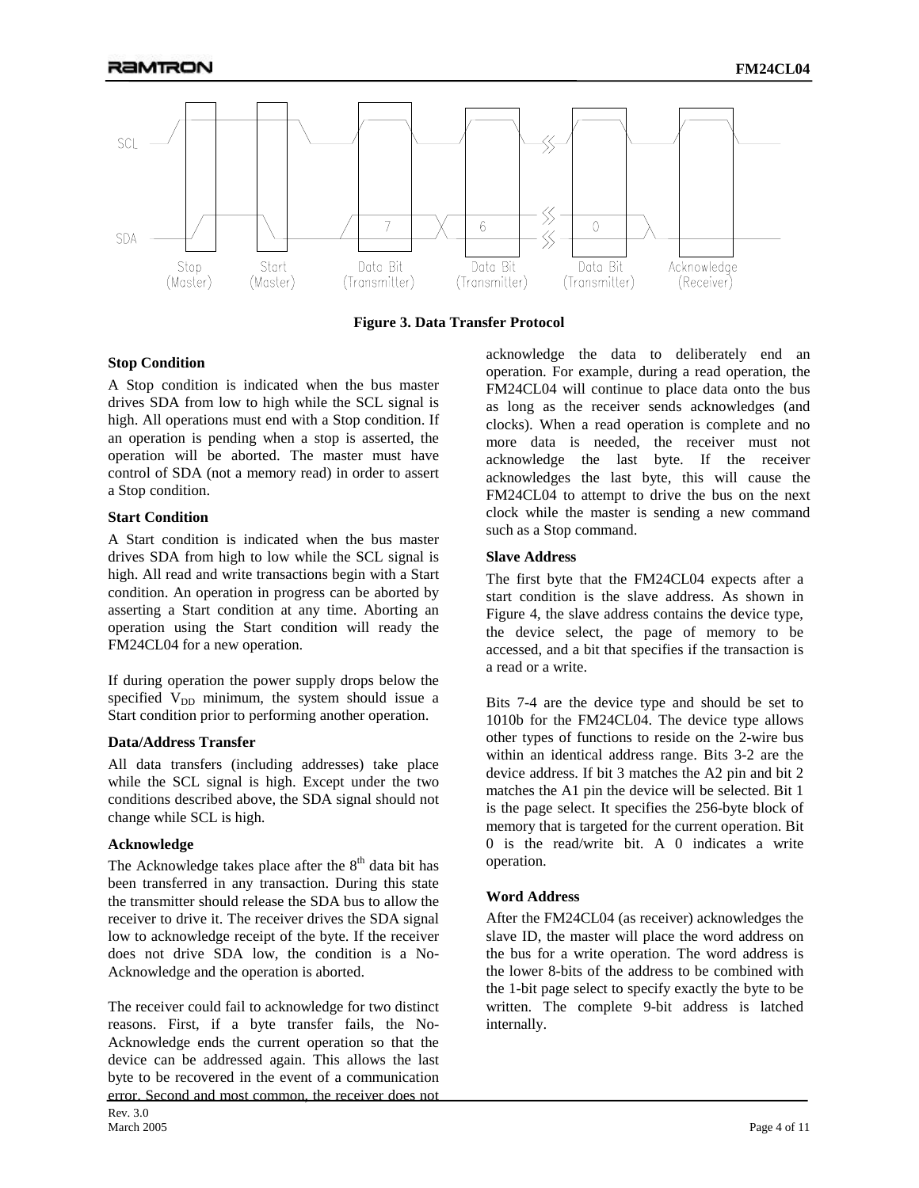**Figure 3. Data Transfer Protocol**

### Stop Condition

A Stop condition is indicated when the bus master drives SDA from low to high while the SCL signal is high. All operations must end with a Stop condition. If an operation is pending when a stop is asserted, the operation will be aborted. The master must have control of SDA (not a memory read) in order to assert a Stop condition.

### Start Condition

A Start condition is indicated when the bus master drives SDA from high to low while the SCL signal is high. All read and write transactions begin with a Start condition. An operation in progress can be aborted by asserting a Start condition at any time. Aborting an operation using the Start condition will ready the FM24CL04 for a new operation.

If during operation the power supply drops below the specified $V_{DD}$ minimum, the system should issue a Start condition prior to performing another operation.

### Data/Address Transfer

All data transfers (including addresses) take place while the SCL signal is high. Except under the two conditions described above, the SDA signal should not change while SCL is high.

### Acknowledge

The Acknowledge takes place after the 8th data bit has been transferred in any transaction. During this state the transmitter should release the SDA bus to allow the receiver to drive it. The receiver drives the SDA signal low to acknowledge receipt of the byte. If the receiver does not drive SDA low, the condition is a No-Acknowledge and the operation is aborted.

The receiver could fail to acknowledge for two distinct reasons. First, if a byte transfer fails, the No-Acknowledge ends the current operation so that the device can be addressed again. This allows the last byte to be recovered in the event of a communication error. Second and most common, the receiver does not acknowledge the data to deliberately end an operation. For example, during a read operation, the FM24CL04 will continue to place data onto the bus as long as the receiver sends acknowledges (and clocks). When a read operation is complete and no more data is needed, the receiver must not acknowledge the last byte. If the receiver acknowledges the last byte, this will cause the FM24CL04 to attempt to drive the bus on the next clock while the master is sending a new command such as a Stop command.

### Slave Address

The first byte that the FM24CL04 expects after a start condition is the slave address. As shown in Figure 4, the slave address contains the device type, the device select, the page of memory to be accessed, and a bit that specifies if the transaction is a read or a write.

Bits 7-4 are the device type and should be set to 1010b for the FM24CL04. The device type allows other types of functions to reside on the 2-wire bus within an identical address range. Bits 3-2 are the device address. If bit 3 matches the A2 pin and bit 2 matches the A1 pin the device will be selected. Bit 1 is the page select. It specifies the 256-byte block of memory that is targeted for the current operation. Bit 0 is the read/write bit. A 0 indicates a write operation.

### Word Address

After the FM24CL04 (as receiver) acknowledges the slave ID, the master will place the word address on the bus for a write operation. The word address is the lower 8-bits of the address to be combined with the 1-bit page select to specify exactly the byte to be written. The complete 9-bit address is latched internally.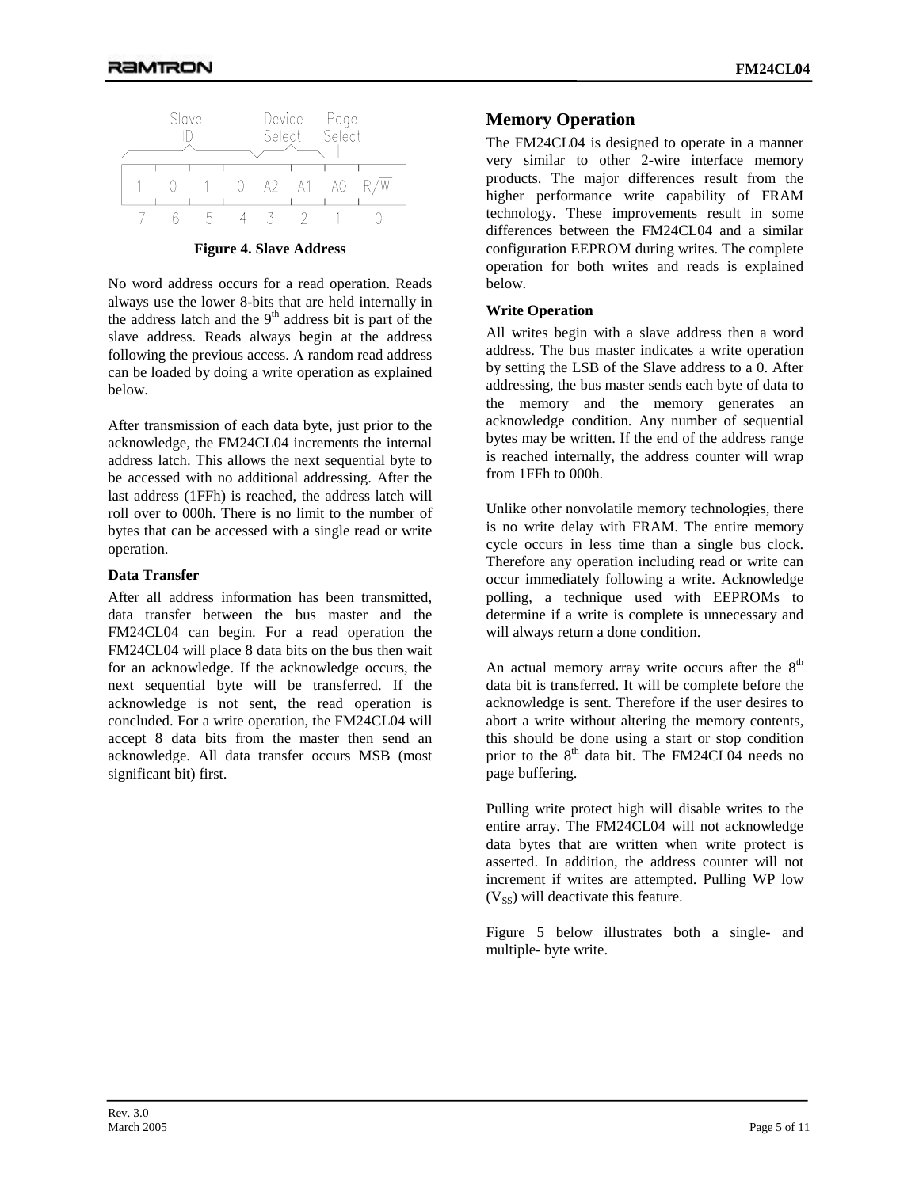| Bit | 7 | 6 | 5 | 4 | 3 | 2 | 1 | 0 |
|---|---|---|---|---|---|---|---|---|
| Field | Slave ID | | | | Device Select | | Page Select | |
| Value | 1 | 0 | 1 | 0 | A2 | A1 | A0 | R/W |

**Figure 4. Slave Address**

No word address occurs for a read operation. Reads always use the lower 8-bits that are held internally in the address latch and the 9th address bit is part of the slave address. Reads always begin at the address following the previous access. A random read address can be loaded by doing a write operation as explained below.

After transmission of each data byte, just prior to the acknowledge, the FM24CL04 increments the internal address latch. This allows the next sequential byte to be accessed with no additional addressing. After the last address (1FFh) is reached, the address latch will roll over to 000h. There is no limit to the number of bytes that can be accessed with a single read or write operation.

### Data Transfer

After all address information has been transmitted, data transfer between the bus master and the FM24CL04 can begin. For a read operation the FM24CL04 will place 8 data bits on the bus then wait for an acknowledge. If the acknowledge occurs, the next sequential byte will be transferred. If the acknowledge is not sent, the read operation is concluded. For a write operation, the FM24CL04 will accept 8 data bits from the master then send an acknowledge. All data transfer occurs MSB (most significant bit) first.

## Memory Operation

The FM24CL04 is designed to operate in a manner very similar to other 2-wire interface memory products. The major differences result from the higher performance write capability of FRAM technology. These improvements result in some differences between the FM24CL04 and a similar configuration EEPROM during writes. The complete operation for both writes and reads is explained below.

### Write Operation

All writes begin with a slave address then a word address. The bus master indicates a write operation by setting the LSB of the Slave address to a 0. After addressing, the bus master sends each byte of data to the memory and the memory generates an acknowledge condition. Any number of sequential bytes may be written. If the end of the address range is reached internally, the address counter will wrap from 1FFh to 000h.

Unlike other nonvolatile memory technologies, there is no write delay with FRAM. The entire memory cycle occurs in less time than a single bus clock. Therefore any operation including read or write can occur immediately following a write. Acknowledge polling, a technique used with EEPROMs to determine if a write is complete is unnecessary and will always return a done condition.

An actual memory array write occurs after the 8th data bit is transferred. It will be complete before the acknowledge is sent. Therefore if the user desires to abort a write without altering the memory contents, this should be done using a start or stop condition prior to the 8th data bit. The FM24CL04 needs no page buffering.

Pulling write protect high will disable writes to the entire array. The FM24CL04 will not acknowledge data bytes that are written when write protect is asserted. In addition, the address counter will not increment if writes are attempted. Pulling WP low ($V_{SS}$) will deactivate this feature.

Figure 5 below illustrates both a single- and multiple- byte write.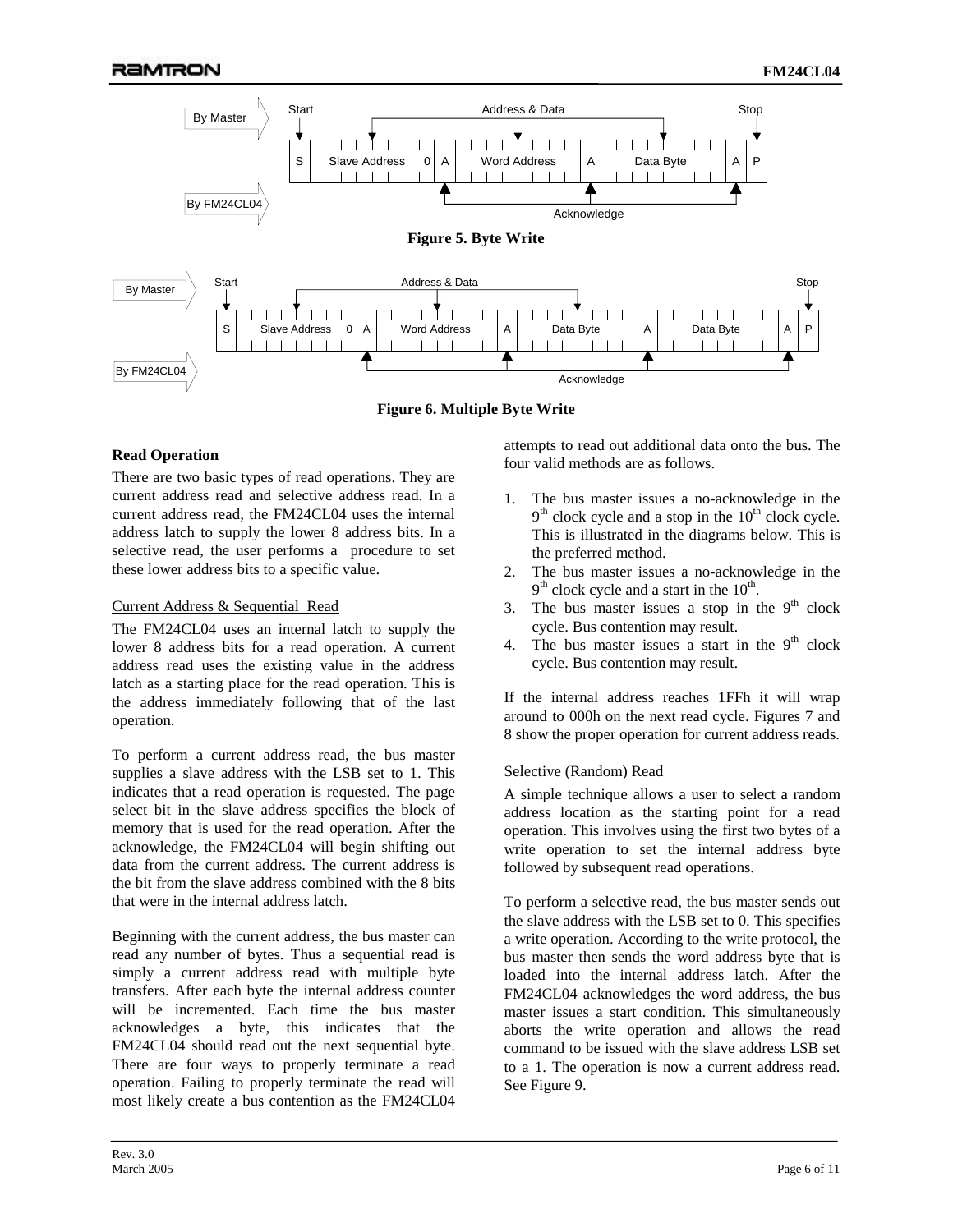**Figure 5. Byte Write**

**Figure 6. Multiple Byte Write**

### Read Operation

There are two basic types of read operations. They are current address read and selective address read. In a current address read, the FM24CL04 uses the internal address latch to supply the lower 8 address bits. In a selective read, the user performs a procedure to set these lower address bits to a specific value.

#### Current Address & Sequential Read

The FM24CL04 uses an internal latch to supply the lower 8 address bits for a read operation. A current address read uses the existing value in the address latch as a starting place for the read operation. This is the address immediately following that of the last operation.

To perform a current address read, the bus master supplies a slave address with the LSB set to 1. This indicates that a read operation is requested. The page select bit in the slave address specifies the block of memory that is used for the read operation. After the acknowledge, the FM24CL04 will begin shifting out data from the current address. The current address is the bit from the slave address combined with the 8 bits that were in the internal address latch.

Beginning with the current address, the bus master can read any number of bytes. Thus a sequential read is simply a current address read with multiple byte transfers. After each byte the internal address counter will be incremented. Each time the bus master acknowledges a byte, this indicates that the FM24CL04 should read out the next sequential byte. There are four ways to properly terminate a read operation. Failing to properly terminate the read will most likely create a bus contention as the FM24CL04 attempts to read out additional data onto the bus. The four valid methods are as follows.

1. The bus master issues a no-acknowledge in the 9th clock cycle and a stop in the 10th clock cycle. This is illustrated in the diagrams below. This is the preferred method.
2. The bus master issues a no-acknowledge in the 9th clock cycle and a start in the 10th.
3. The bus master issues a stop in the 9th clock cycle. Bus contention may result.
4. The bus master issues a start in the 9th clock cycle. Bus contention may result.

If the internal address reaches 1FFh it will wrap around to 000h on the next read cycle. Figures 7 and 8 show the proper operation for current address reads.

#### Selective (Random) Read

A simple technique allows a user to select a random address location as the starting point for a read operation. This involves using the first two bytes of a write operation to set the internal address byte followed by subsequent read operations.

To perform a selective read, the bus master sends out the slave address with the LSB set to 0. This specifies a write operation. According to the write protocol, the bus master then sends the word address byte that is loaded into the internal address latch. After the FM24CL04 acknowledges the word address, the bus master issues a start condition. This simultaneously aborts the write operation and allows the read command to be issued with the slave address LSB set to a 1. The operation is now a current address read. See Figure 9.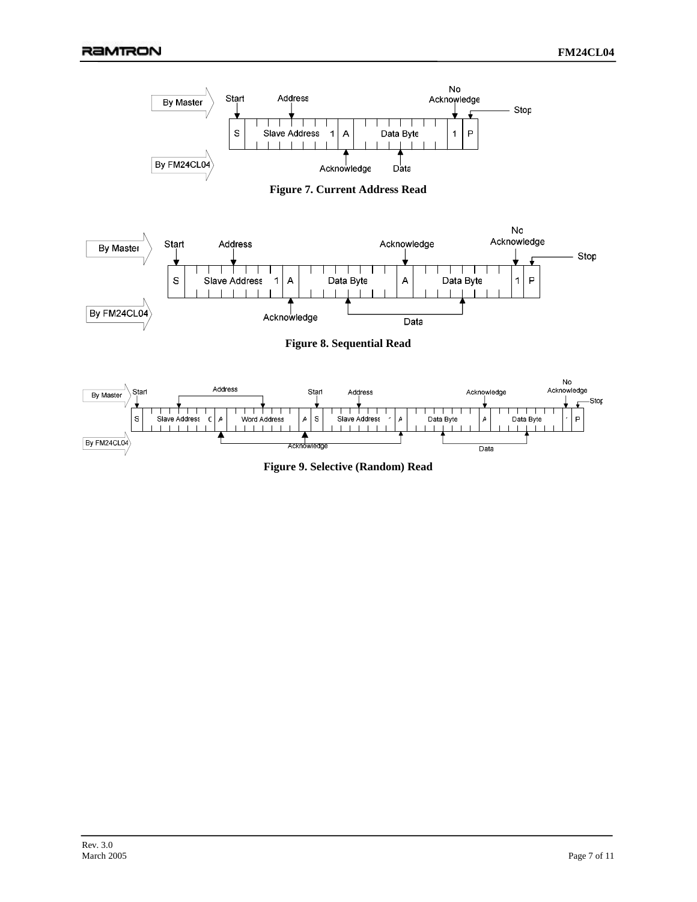| By Master | Start | Address | | | No Acknowledge | Stop |
|---|---|---|---|---|---|---|
| | S | Slave Address 1 | A | Data Byte | 1 | P |
| By FM24CL04 | | | Acknowledge | Data | | |

**Figure 7. Current Address Read**

| By Master | Start | Address | | | Acknowledge | | No Acknowledge | Stop |
|---|---|---|---|---|---|---|---|---|
| | S | Slave Address 1 | A | Data Byte | A | Data Byte | 1 | P |
| By FM24CL04 | | | Acknowledge | Data | | Data | | |

**Figure 8. Sequential Read**

| By Master | Start | Address | | Address | | Start | Address | | | Acknowledge | | No Acknowledge | Stop |
|---|---|---|---|---|---|---|---|---|---|---|---|---|---|
| | S | Slave Address 0 | A | Word Address | A | S | Slave Address 1 | A | Data Byte | A | Data Byte | 1 | P |
| By FM24CL04 | | | Acknowledge | | Acknowledge | | | Acknowledge | Data | | Data | | |

**Figure 9. Selective (Random) Read**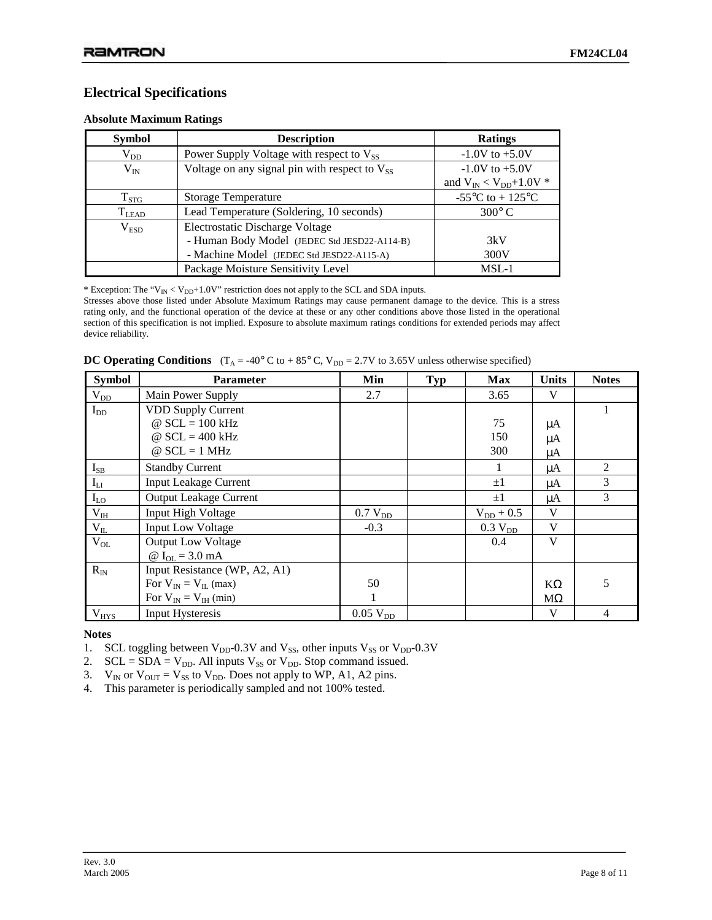## Electrical Specifications

### Absolute Maximum Ratings

| Symbol | Description | Ratings |
|---|---|---|
| $V_{DD}$ | Power Supply Voltage with respect to $V_{SS}$ | -1.0V to +5.0V |
| $V_{IN}$ | Voltage on any signal pin with respect to $V_{SS}$ | -1.0V to +5.0V and $V_{IN} < V_{DD}$+1.0V * |
| $T_{STG}$ | Storage Temperature | -55°C to + 125°C |
| $T_{LEAD}$ | Lead Temperature (Soldering, 10 seconds) | 300° C |
| $V_{ESD}$ | Electrostatic Discharge Voltage<br>- Human Body Model (JEDEC Std JESD22-A114-B)<br>- Machine Model (JEDEC Std JESD22-A115-A) | <br>3kV<br>300V |
| | Package Moisture Sensitivity Level | MSL-1 |

* Exception: The "$V_{IN} < V_{DD}$+1.0V" restriction does not apply to the SCL and SDA inputs.

Stresses above those listed under Absolute Maximum Ratings may cause permanent damage to the device. This is a stress rating only, and the functional operation of the device at these or any other conditions above those listed in the operational section of this specification is not implied. Exposure to absolute maximum ratings conditions for extended periods may affect device reliability.

**DC Operating Conditions** ($T_A$ = -40° C to + 85° C, $V_{DD}$ = 2.7V to 3.65V unless otherwise specified)

| Symbol | Parameter | Min | Typ | Max | Units | Notes |
|---|---|---|---|---|---|---|
| $V_{DD}$ | Main Power Supply | 2.7 | | 3.65 | V | |
| $I_{DD}$ | VDD Supply Current<br>@ SCL = 100 kHz<br>@ SCL = 400 kHz<br>@ SCL = 1 MHz | | | <br>75<br>150<br>300 | <br>µA<br>µA<br>µA | 1 |
| $I_{SB}$ | Standby Current | | | 1 | µA | 2 |
| $I_{LI}$ | Input Leakage Current | | | ±1 | µA | 3 |
| $I_{LO}$ | Output Leakage Current | | | ±1 | µA | 3 |
| $V_{IH}$ | Input High Voltage | 0.7 $V_{DD}$ | | $V_{DD}$ + 0.5 | V | |
| $V_{IL}$ | Input Low Voltage | -0.3 | | 0.3 $V_{DD}$ | V | |
| $V_{OL}$ | Output Low Voltage<br>@ $I_{OL}$ = 3.0 mA | | | 0.4 | V | |
| $R_{IN}$ | Input Resistance (WP, A2, A1)<br>For $V_{IN} = V_{IL}$ (max)<br>For $V_{IN} = V_{IH}$ (min) | <br>50<br>1 | | | <br>KΩ<br>MΩ | 5 |
| $V_{HYS}$ | Input Hysteresis | 0.05 $V_{DD}$ | | | V | 4 |

**Notes**

1. SCL toggling between $V_{DD}$-0.3V and $V_{SS}$, other inputs $V_{SS}$ or $V_{DD}$-0.3V
2. SCL = SDA = $V_{DD}$. All inputs $V_{SS}$ or $V_{DD}$. Stop command issued.
3. $V_{IN}$ or $V_{OUT}$ = $V_{SS}$ to $V_{DD}$. Does not apply to WP, A1, A2 pins.
4. This parameter is periodically sampled and not 100% tested.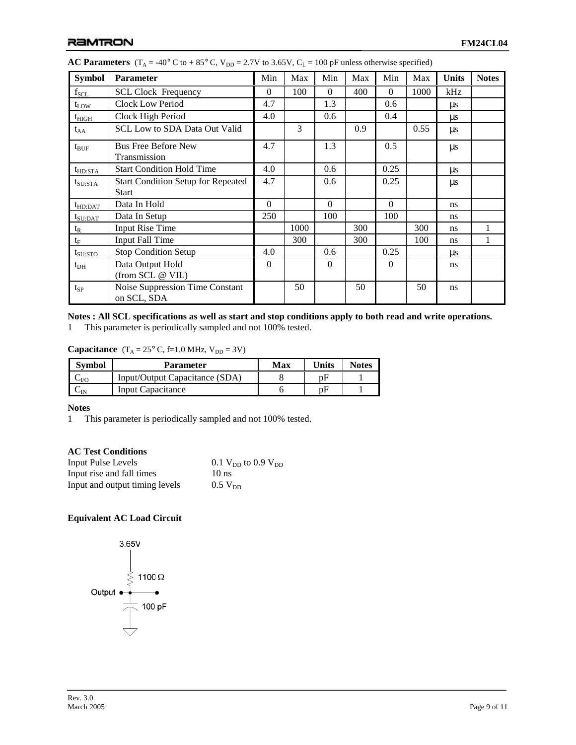**AC Parameters** ($T_A$ = -40° C to + 85° C, $V_{DD}$ = 2.7V to 3.65V, $C_L$ = 100 pF unless otherwise specified)

| Symbol | Parameter | Min | Max | Min | Max | Min | Max | Units | Notes |
|---|---|---|---|---|---|---|---|---|---|
| $f_{SCL}$ | SCL Clock Frequency | 0 | 100 | 0 | 400 | 0 | 1000 | kHz | |
| $t_{LOW}$ | Clock Low Period | 4.7 | | 1.3 | | 0.6 | | μs | |
| $t_{HIGH}$ | Clock High Period | 4.0 | | 0.6 | | 0.4 | | μs | |
| $t_{AA}$ | SCL Low to SDA Data Out Valid | | 3 | | 0.9 | | 0.55 | μs | |
| $t_{BUF}$ | Bus Free Before New Transmission | 4.7 | | 1.3 | | 0.5 | | μs | |
| $t_{HD:STA}$ | Start Condition Hold Time | 4.0 | | 0.6 | | 0.25 | | μs | |
| $t_{SU:STA}$ | Start Condition Setup for Repeated Start | 4.7 | | 0.6 | | 0.25 | | μs | |
| $t_{HD:DAT}$ | Data In Hold | 0 | | 0 | | 0 | | ns | |
| $t_{SU:DAT}$ | Data In Setup | 250 | | 100 | | 100 | | ns | |
| $t_R$ | Input Rise Time | | 1000 | | 300 | | 300 | ns | 1 |
| $t_F$ | Input Fall Time | | 300 | | 300 | | 100 | ns | 1 |
| $t_{SU:STO}$ | Stop Condition Setup | 4.0 | | 0.6 | | 0.25 | | μs | |
| $t_{DH}$ | Data Output Hold (from SCL @ VIL) | 0 | | 0 | | 0 | | ns | |
| $t_{SP}$ | Noise Suppression Time Constant on SCL, SDA | | 50 | | 50 | | 50 | ns | |

**Notes : All SCL specifications as well as start and stop conditions apply to both read and write operations.**

1 This parameter is periodically sampled and not 100% tested.

**Capacitance** ($T_A$ = 25° C, f=1.0 MHz, $V_{DD}$ = 3V)

| Symbol | Parameter | Max | Units | Notes |
|---|---|---|---|---|
| $C_{I/O}$ | Input/Output Capacitance (SDA) | 8 | pF | 1 |
| $C_{IN}$ | Input Capacitance | 6 | pF | 1 |

**Notes**

1 This parameter is periodically sampled and not 100% tested.

**AC Test Conditions**

| | |
|---|---|
| Input Pulse Levels | 0.1 $V_{DD}$ to 0.9 $V_{DD}$ |
| Input rise and fall times | 10 ns |
| Input and output timing levels | 0.5 $V_{DD}$ |

**Equivalent AC Load Circuit**

3.65V

1100 Ω

Output

100 pF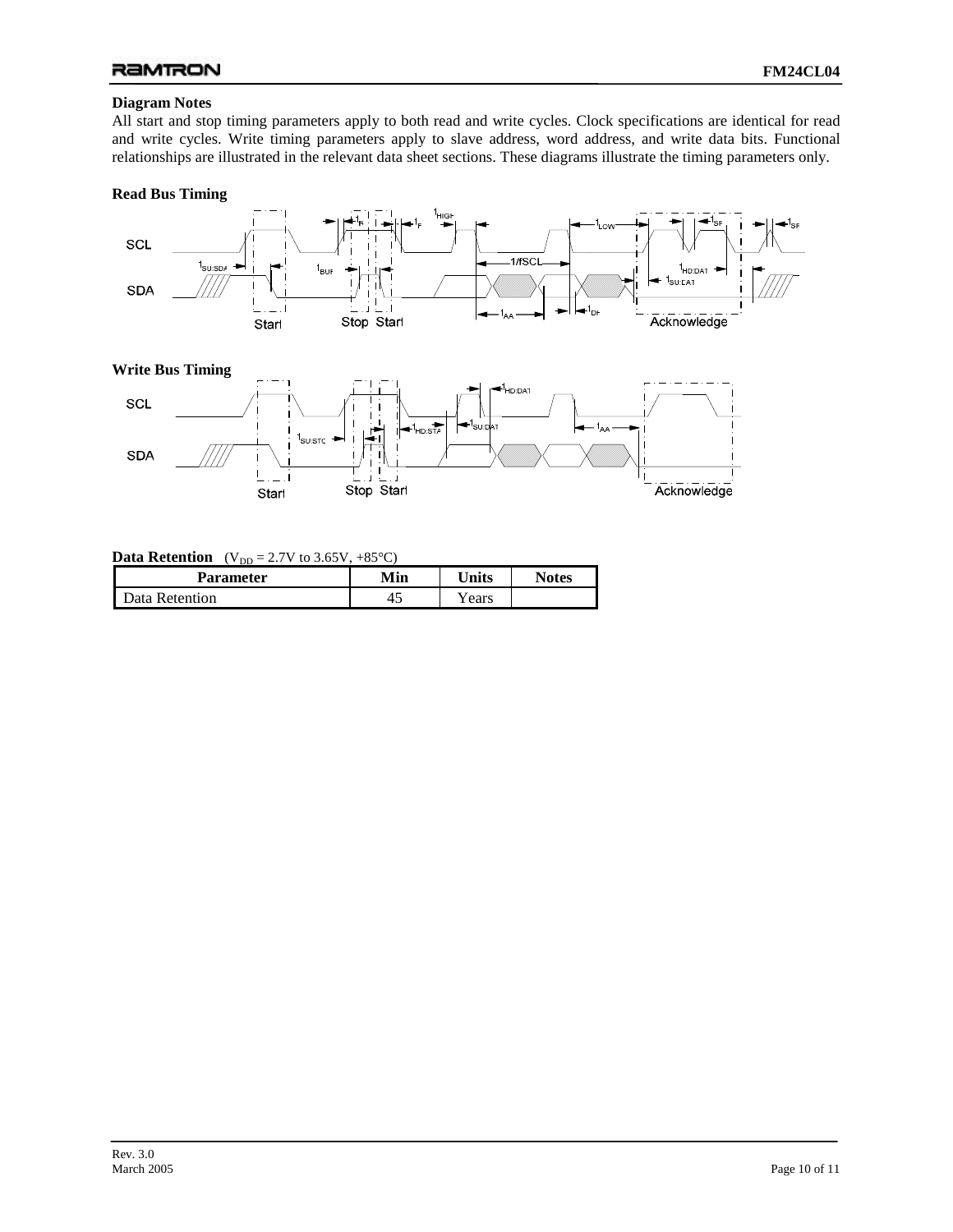**Diagram Notes**

All start and stop timing parameters apply to both read and write cycles. Clock specifications are identical for read and write cycles. Write timing parameters apply to slave address, word address, and write data bits. Functional relationships are illustrated in the relevant data sheet sections. These diagrams illustrate the timing parameters only.

**Read Bus Timing**

**Write Bus Timing**

**Data Retention** ($V_{DD}$ = 2.7V to 3.65V, +85°C)

| Parameter | Min | Units | Notes |
|---|---|---|---|
| Data Retention | 45 | Years | |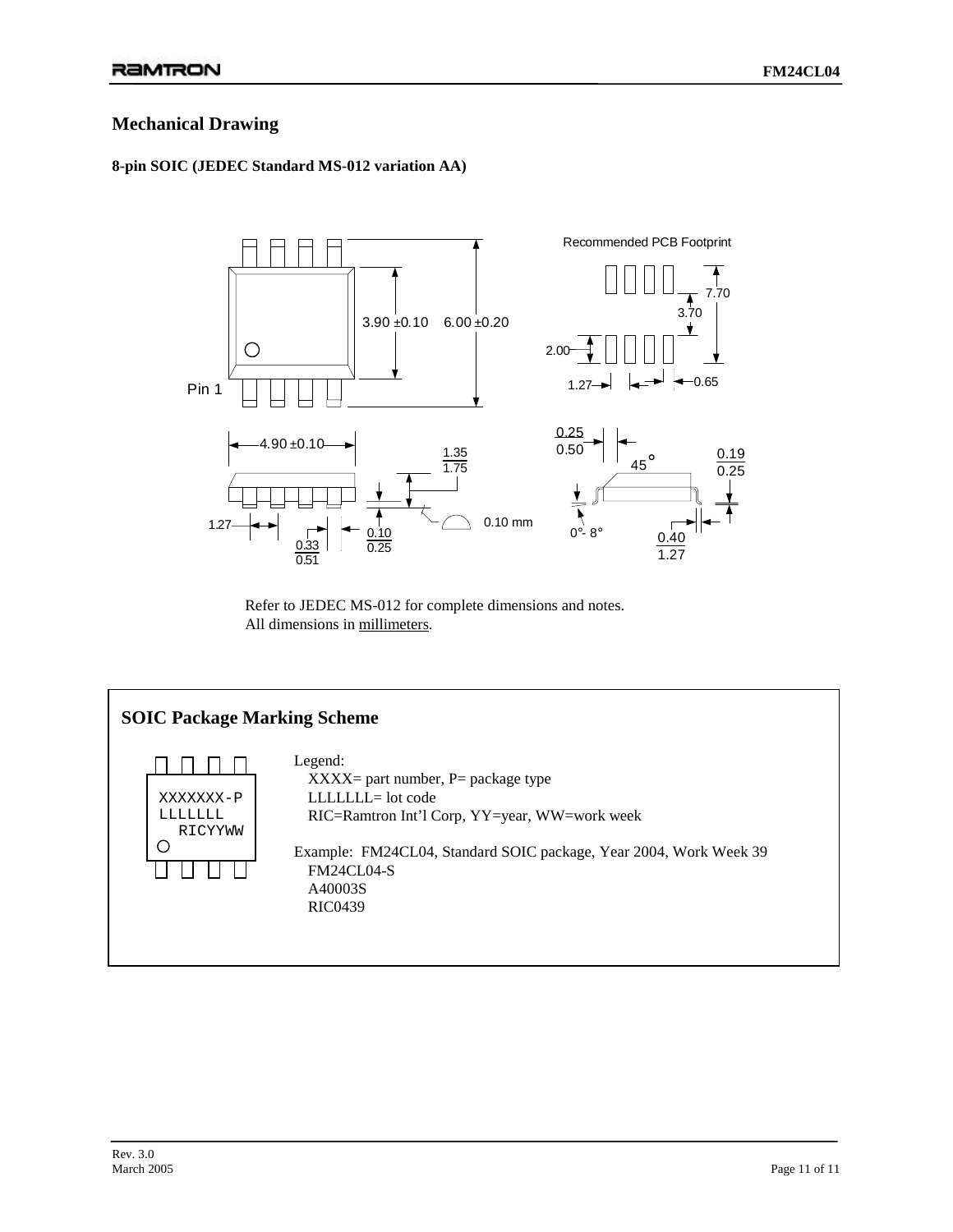## Mechanical Drawing

**8-pin SOIC (JEDEC Standard MS-012 variation AA)**

Recommended PCB Footprint

7.70
3.70
2.00
1.27
0.65
3.90 ±0.10
6.00 ±0.20
Pin 1
4.90 ±0.10
1.35
1.75
0.25
0.50
45°
0.19
0.25
1.27
0.33
0.51
0.10
0.25
0.10 mm
0°- 8°
0.40
1.27

Refer to JEDEC MS-012 for complete dimensions and notes.
All dimensions in millimeters.

## SOIC Package Marking Scheme

```
XXXXXXX-P
LLLLLLL
  RICYYWW
```

Legend:
XXXX= part number, P= package type
LLLLLLL= lot code
RIC=Ramtron Int'l Corp, YY=year, WW=work week

Example: FM24CL04, Standard SOIC package, Year 2004, Work Week 39
FM24CL04-S
A40003S
RIC0439

Rev. 3.0
March 2005